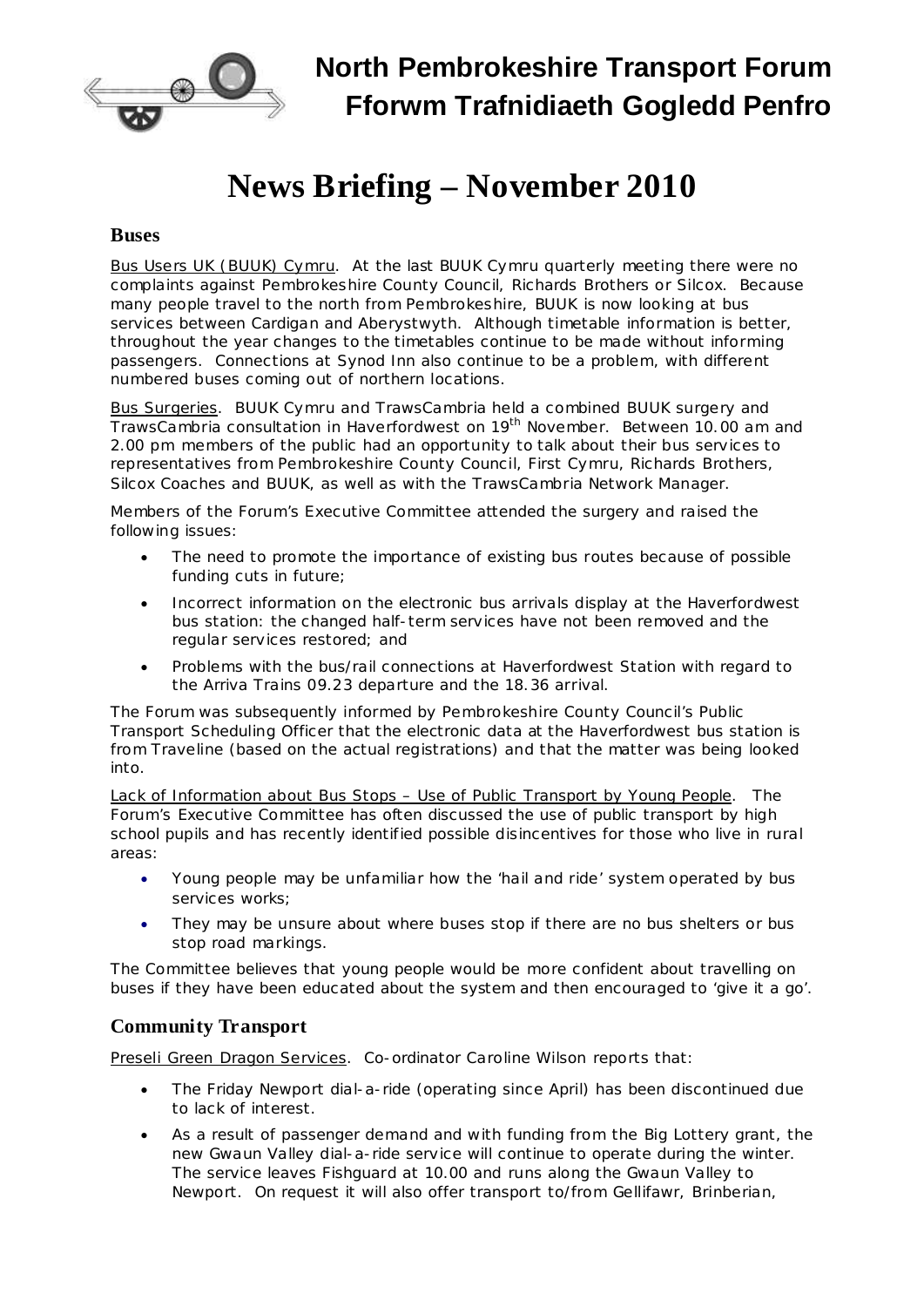# North Pembrokeshire Transport Forum
# Fforwm Trafnidiaeth Gogledd Penfro

# News Briefing – November 2010

## Buses

Bus Users UK (BUUK) Cymru. At the last BUUK Cymru quarterly meeting there were no complaints against Pembrokeshire County Council, Richards Brothers or Silcox. Because many people travel to the north from Pembrokeshire, BUUK is now looking at bus services between Cardigan and Aberystwyth. Although timetable information is better, throughout the year changes to the timetables continue to be made without informing passengers. Connections at Synod Inn also continue to be a problem, with different numbered buses coming out of northern locations.

Bus Surgeries. BUUK Cymru and TrawsCambria held a combined BUUK surgery and TrawsCambria consultation in Haverfordwest on 19th November. Between 10.00 am and 2.00 pm members of the public had an opportunity to talk about their bus services to representatives from Pembrokeshire County Council, First Cymru, Richards Brothers, Silcox Coaches and BUUK, as well as with the TrawsCambria Network Manager.

Members of the Forum's Executive Committee attended the surgery and raised the following issues:

- The need to promote the importance of existing bus routes because of possible funding cuts in future;
- Incorrect information on the electronic bus arrivals display at the Haverfordwest bus station: the changed half-term services have not been removed and the regular services restored; and
- Problems with the bus/rail connections at Haverfordwest Station with regard to the Arriva Trains 09.23 departure and the 18.36 arrival.

The Forum was subsequently informed by Pembrokeshire County Council's Public Transport Scheduling Officer that the electronic data at the Haverfordwest bus station is from Traveline (based on the actual registrations) and that the matter was being looked into.

Lack of Information about Bus Stops – Use of Public Transport by Young People. The Forum's Executive Committee has often discussed the use of public transport by high school pupils and has recently identified possible disincentives for those who live in rural areas:

- Young people may be unfamiliar how the 'hail and ride' system operated by bus services works;
- They may be unsure about where buses stop if there are no bus shelters or bus stop road markings.

The Committee believes that young people would be more confident about travelling on buses if they have been educated about the system and then encouraged to 'give it a go'.

## Community Transport

Preseli Green Dragon Services. Co-ordinator Caroline Wilson reports that:

- The Friday Newport dial-a-ride (operating since April) has been discontinued due to lack of interest.
- As a result of passenger demand and with funding from the Big Lottery grant, the new Gwaun Valley dial-a-ride service will continue to operate during the winter. The service leaves Fishguard at 10.00 and runs along the Gwaun Valley to Newport. On request it will also offer transport to/from Gellifawr, Brinberian,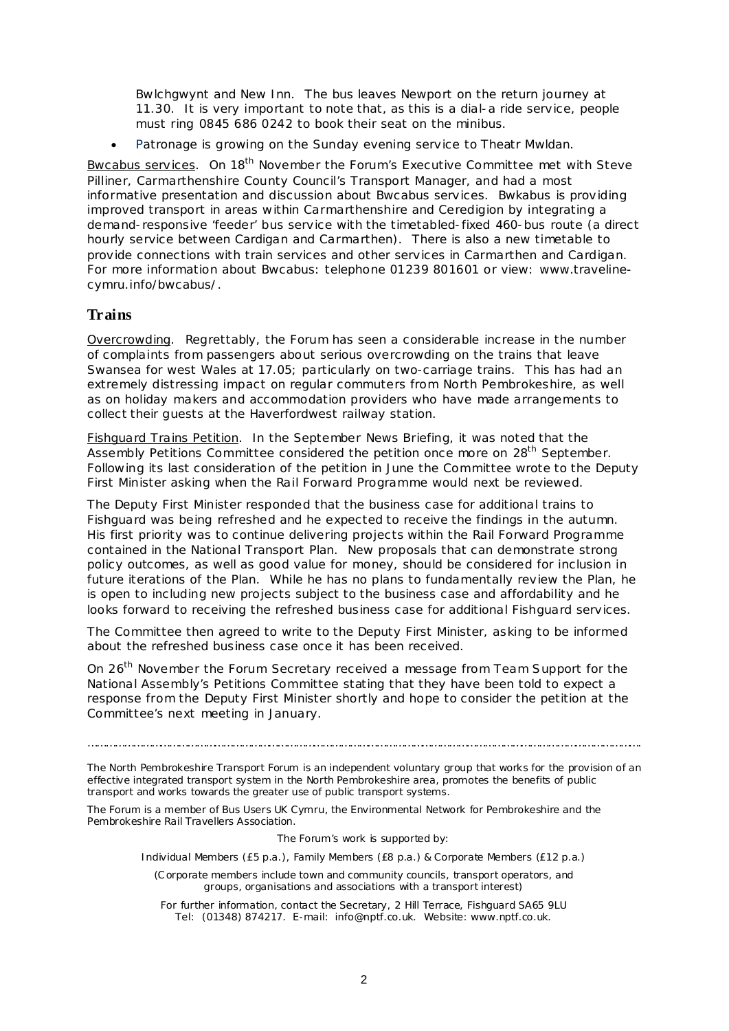Bwlchgwynt and New Inn. The bus leaves Newport on the return journey at 11.30. It is very important to note that, as this is a dial-a ride service, people must ring 0845 686 0242 to book their seat on the minibus.

- Patronage is growing on the Sunday evening service to Theatr Mwldan.

Bwcabus services. On 18th November the Forum's Executive Committee met with Steve Pilliner, Carmarthenshire County Council's Transport Manager, and had a most informative presentation and discussion about Bwcabus services. Bwkabus is providing improved transport in areas within Carmarthenshire and Ceredigion by integrating a demand-responsive 'feeder' bus service with the timetabled-fixed 460-bus route (a direct hourly service between Cardigan and Carmarthen). There is also a new timetable to provide connections with train services and other services in Carmarthen and Cardigan. For more information about Bwcabus: telephone 01239 801601 or view: www.traveline-cymru.info/bwcabus/.

## Trains

Overcrowding. Regrettably, the Forum has seen a considerable increase in the number of complaints from passengers about serious overcrowding on the trains that leave Swansea for west Wales at 17.05; particularly on two-carriage trains. This has had an extremely distressing impact on regular commuters from North Pembrokeshire, as well as on holiday makers and accommodation providers who have made arrangements to collect their guests at the Haverfordwest railway station.

Fishguard Trains Petition. In the September News Briefing, it was noted that the Assembly Petitions Committee considered the petition once more on 28th September. Following its last consideration of the petition in June the Committee wrote to the Deputy First Minister asking when the Rail Forward Programme would next be reviewed.

The Deputy First Minister responded that the business case for additional trains to Fishguard was being refreshed and he expected to receive the findings in the autumn. His first priority was to continue delivering projects within the Rail Forward Programme contained in the National Transport Plan. New proposals that can demonstrate strong policy outcomes, as well as good value for money, should be considered for inclusion in future iterations of the Plan. While he has no plans to fundamentally review the Plan, he is open to including new projects subject to the business case and affordability and he looks forward to receiving the refreshed business case for additional Fishguard services.

The Committee then agreed to write to the Deputy First Minister, asking to be informed about the refreshed business case once it has been received.

On 26th November the Forum Secretary received a message from Team Support for the National Assembly's Petitions Committee stating that they have been told to expect a response from the Deputy First Minister shortly and hope to consider the petition at the Committee's next meeting in January.

---

*The North Pembrokeshire Transport Forum is an independent voluntary group that works for the provision of an effective integrated transport system in the North Pembrokeshire area, promotes the benefits of public transport and works towards the greater use of public transport systems.*

*The Forum is a member of Bus Users UK Cymru, the Environmental Network for Pembrokeshire and the Pembrokeshire Rail Travellers Association.*

*The Forum's work is supported by:*

*Individual Members (£5 p.a.), Family Members (£8 p.a.) & Corporate Members (£12 p.a.)*

*(Corporate members include town and community councils, transport operators, and groups, organisations and associations with a transport interest)*

*For further information, contact the Secretary, 2 Hill Terrace, Fishguard SA65 9LU Tel: (01348) 874217. E-mail: info@nptf.co.uk. Website: www.nptf.co.uk.*